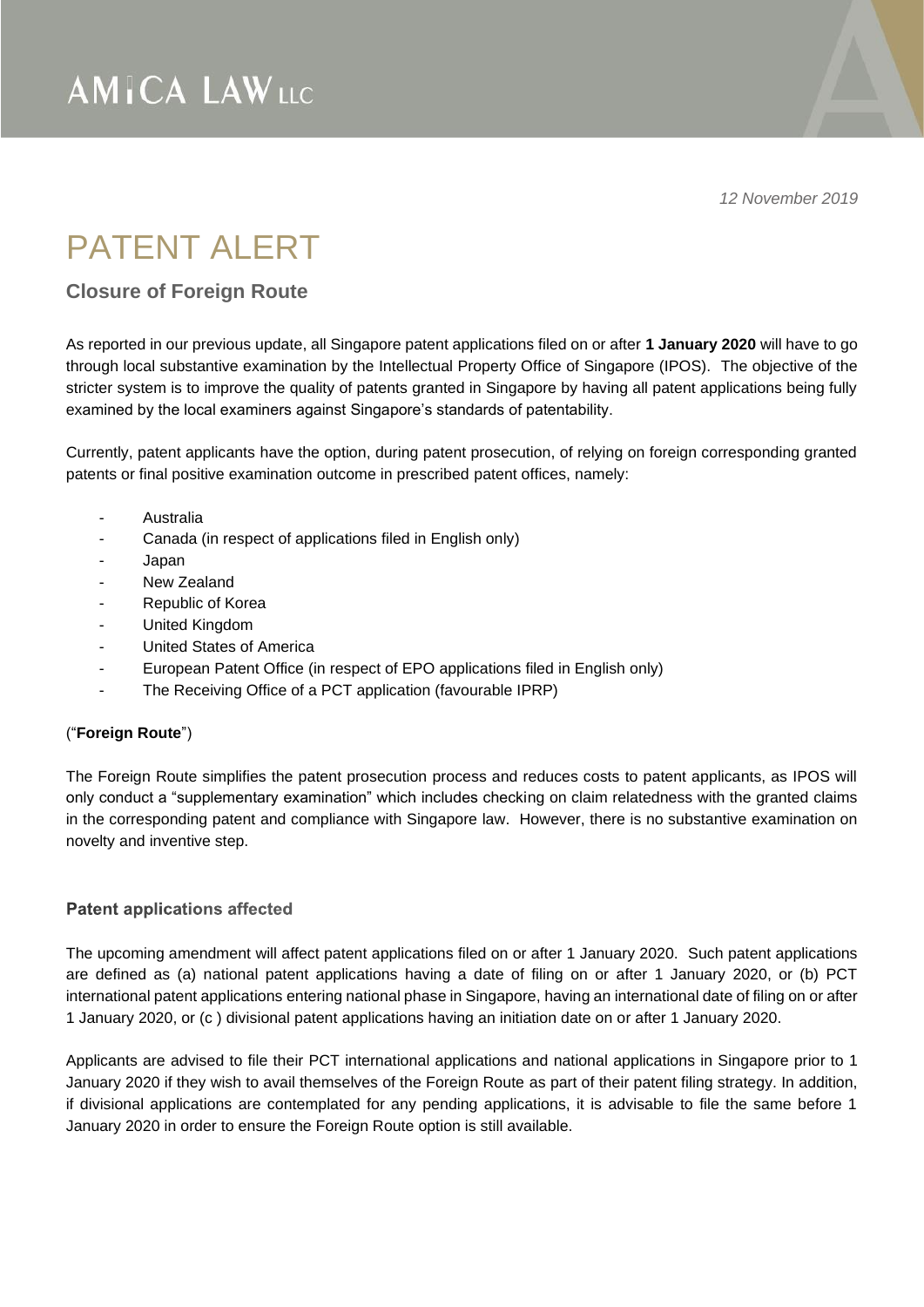AMICA LAW LLC

*12 November 2019*

# PATENT ALERT

## Closure of Foreign Route

As reported in our previous update, all Singapore patent applications filed on or after **1 January 2020** will have to go through local substantive examination by the Intellectual Property Office of Singapore (IPOS). The objective of the stricter system is to improve the quality of patents granted in Singapore by having all patent applications being fully examined by the local examiners against Singapore's standards of patentability.

Currently, patent applicants have the option, during patent prosecution, of relying on foreign corresponding granted patents or final positive examination outcome in prescribed patent offices, namely:

- Australia
- Canada (in respect of applications filed in English only)
- Japan
- New Zealand
- Republic of Korea
- United Kingdom
- United States of America
- European Patent Office (in respect of EPO applications filed in English only)
- The Receiving Office of a PCT application (favourable IPRP)

("**Foreign Route**")

The Foreign Route simplifies the patent prosecution process and reduces costs to patent applicants, as IPOS will only conduct a "supplementary examination" which includes checking on claim relatedness with the granted claims in the corresponding patent and compliance with Singapore law. However, there is no substantive examination on novelty and inventive step.

### Patent applications affected

The upcoming amendment will affect patent applications filed on or after 1 January 2020. Such patent applications are defined as (a) national patent applications having a date of filing on or after 1 January 2020, or (b) PCT international patent applications entering national phase in Singapore, having an international date of filing on or after 1 January 2020, or (c ) divisional patent applications having an initiation date on or after 1 January 2020.

Applicants are advised to file their PCT international applications and national applications in Singapore prior to 1 January 2020 if they wish to avail themselves of the Foreign Route as part of their patent filing strategy. In addition, if divisional applications are contemplated for any pending applications, it is advisable to file the same before 1 January 2020 in order to ensure the Foreign Route option is still available.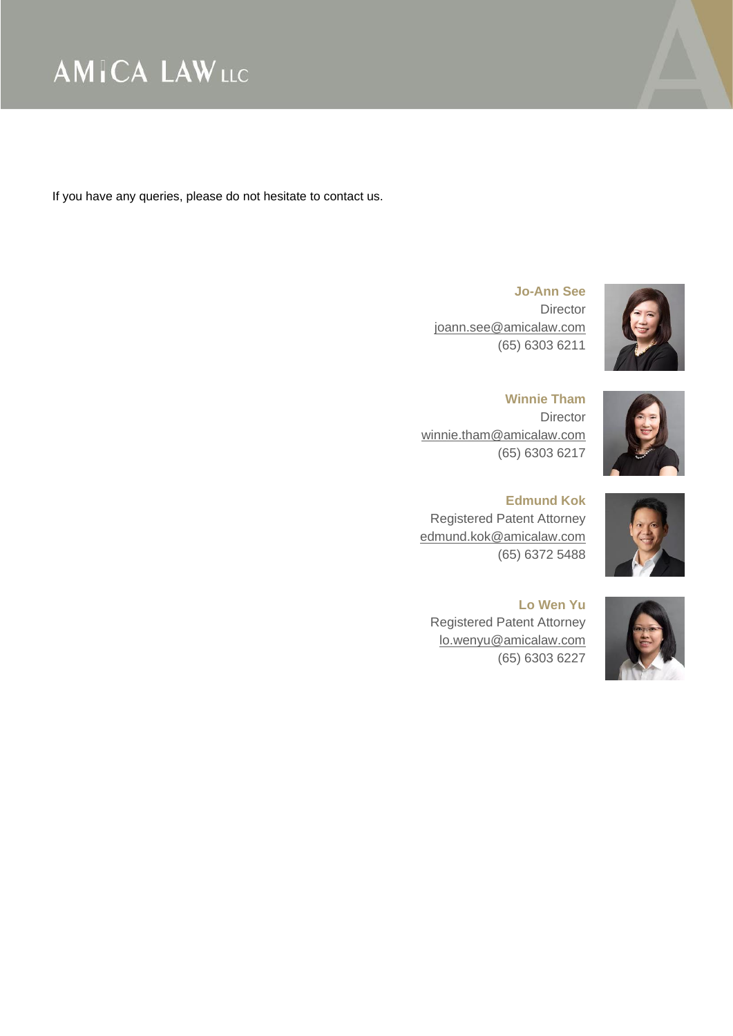If you have any queries, please do not hesitate to contact us.

**Jo-Ann See**
Director
joann.see@amicalaw.com
(65) 6303 6211

**Winnie Tham**
Director
winnie.tham@amicalaw.com
(65) 6303 6217

**Edmund Kok**
Registered Patent Attorney
edmund.kok@amicalaw.com
(65) 6372 5488

**Lo Wen Yu**
Registered Patent Attorney
lo.wenyu@amicalaw.com
(65) 6303 6227